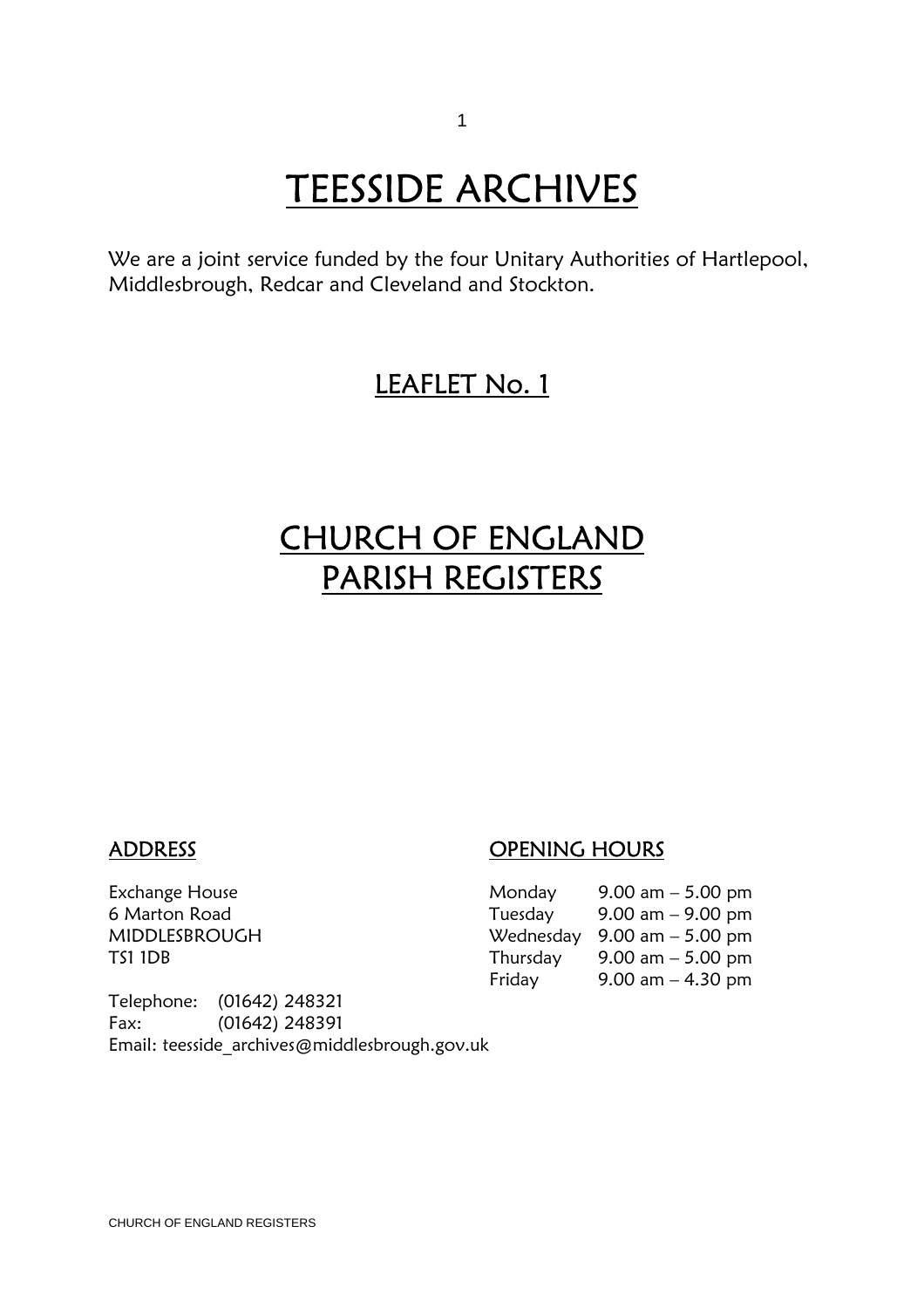# TEESSIDE ARCHIVES

We are a joint service funded by the four Unitary Authorities of Hartlepool, Middlesbrough, Redcar and Cleveland and Stockton.

## LEAFLET No. 1

# CHURCH OF ENGLAND PARISH REGISTERS

### ADDRESS

Exchange House
6 Marton Road
MIDDLESBROUGH
TS1 1DB

Telephone: (01642) 248321
Fax: (01642) 248391
Email: teesside_archives@middlesbrough.gov.uk

### OPENING HOURS

| | |
|---|---|
| Monday | 9.00 am – 5.00 pm |
| Tuesday | 9.00 am – 9.00 pm |
| Wednesday | 9.00 am – 5.00 pm |
| Thursday | 9.00 am – 5.00 pm |
| Friday | 9.00 am – 4.30 pm |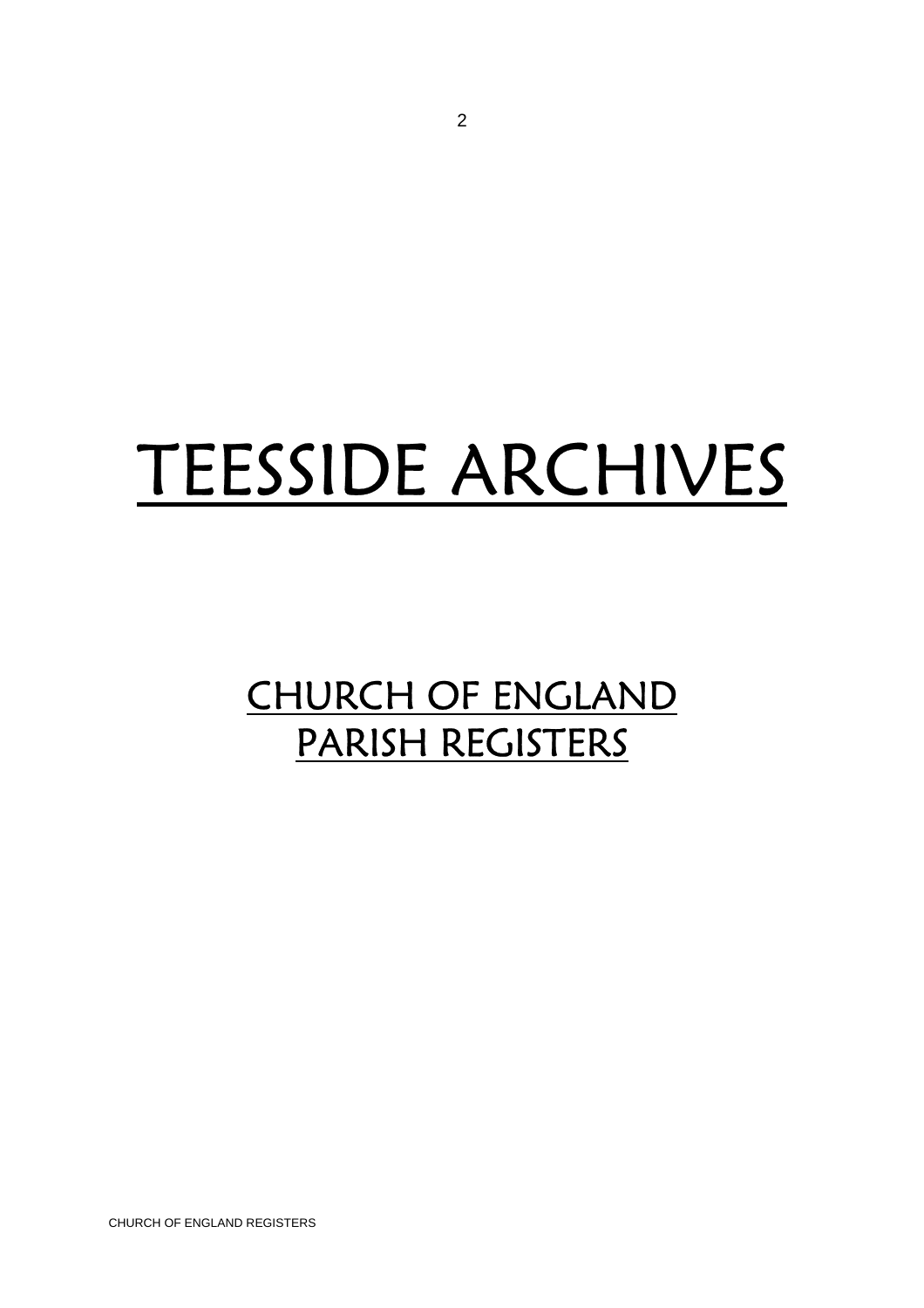# TEESSIDE ARCHIVES

## CHURCH OF ENGLAND PARISH REGISTERS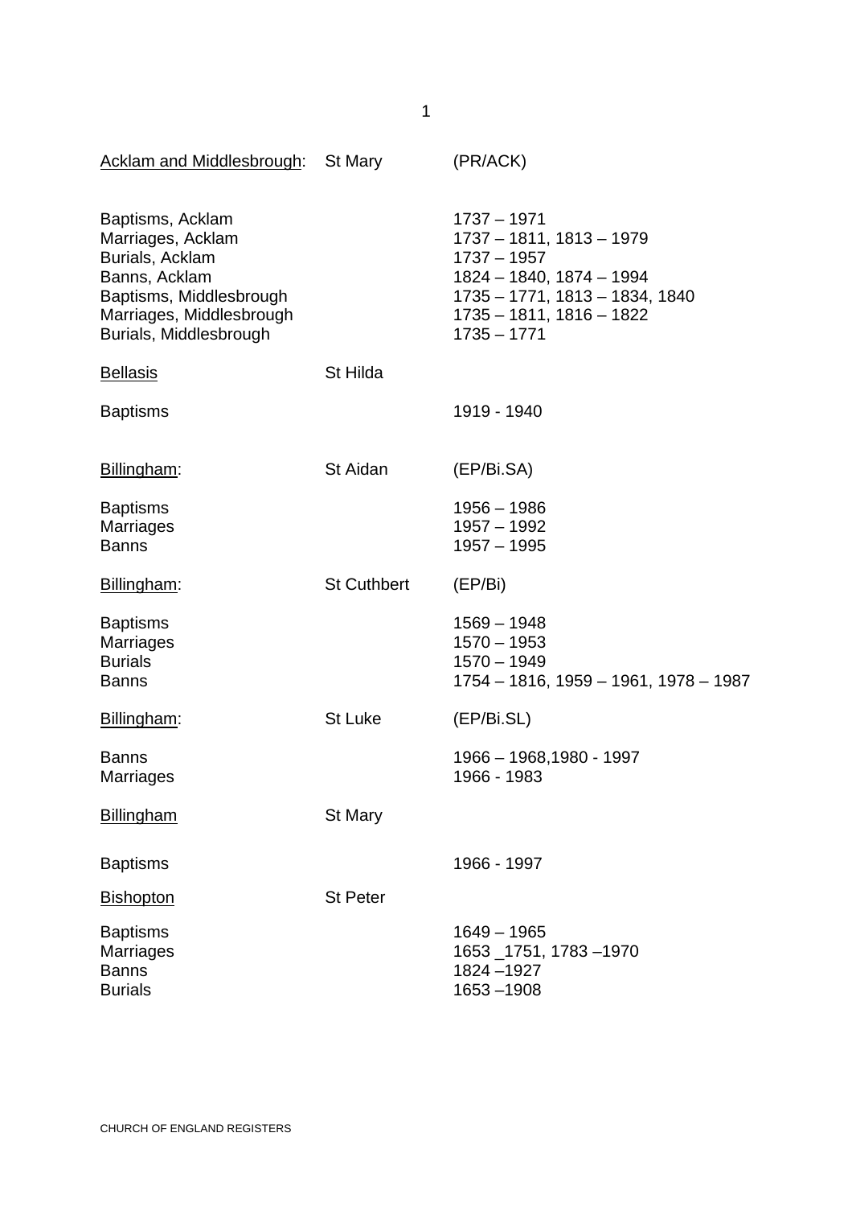<u>Acklam and Middlesbrough</u>: St Mary (PR/ACK)

| | |
|---|---|
| Baptisms, Acklam | 1737 – 1971 |
| Marriages, Acklam | 1737 – 1811, 1813 – 1979 |
| Burials, Acklam | 1737 – 1957 |
| Banns, Acklam | 1824 – 1840, 1874 – 1994 |
| Baptisms, Middlesbrough | 1735 – 1771, 1813 – 1834, 1840 |
| Marriages, Middlesbrough | 1735 – 1811, 1816 – 1822 |
| Burials, Middlesbrough | 1735 – 1771 |

<u>Bellasis</u> St Hilda

| | |
|---|---|
| Baptisms | 1919 - 1940 |

<u>Billingham</u>: St Aidan (EP/Bi.SA)

| | |
|---|---|
| Baptisms | 1956 – 1986 |
| Marriages | 1957 – 1992 |
| Banns | 1957 – 1995 |

<u>Billingham</u>: St Cuthbert (EP/Bi)

| | |
|---|---|
| Baptisms | 1569 – 1948 |
| Marriages | 1570 – 1953 |
| Burials | 1570 – 1949 |
| Banns | 1754 – 1816, 1959 – 1961, 1978 – 1987 |

<u>Billingham</u>: St Luke (EP/Bi.SL)

| | |
|---|---|
| Banns | 1966 – 1968,1980 - 1997 |
| Marriages | 1966 - 1983 |

<u>Billingham</u> St Mary

| | |
|---|---|
| Baptisms | 1966 - 1997 |

<u>Bishopton</u> St Peter

| | |
|---|---|
| Baptisms | 1649 – 1965 |
| Marriages | 1653 _1751, 1783 –1970 |
| Banns | 1824 –1927 |
| Burials | 1653 –1908 |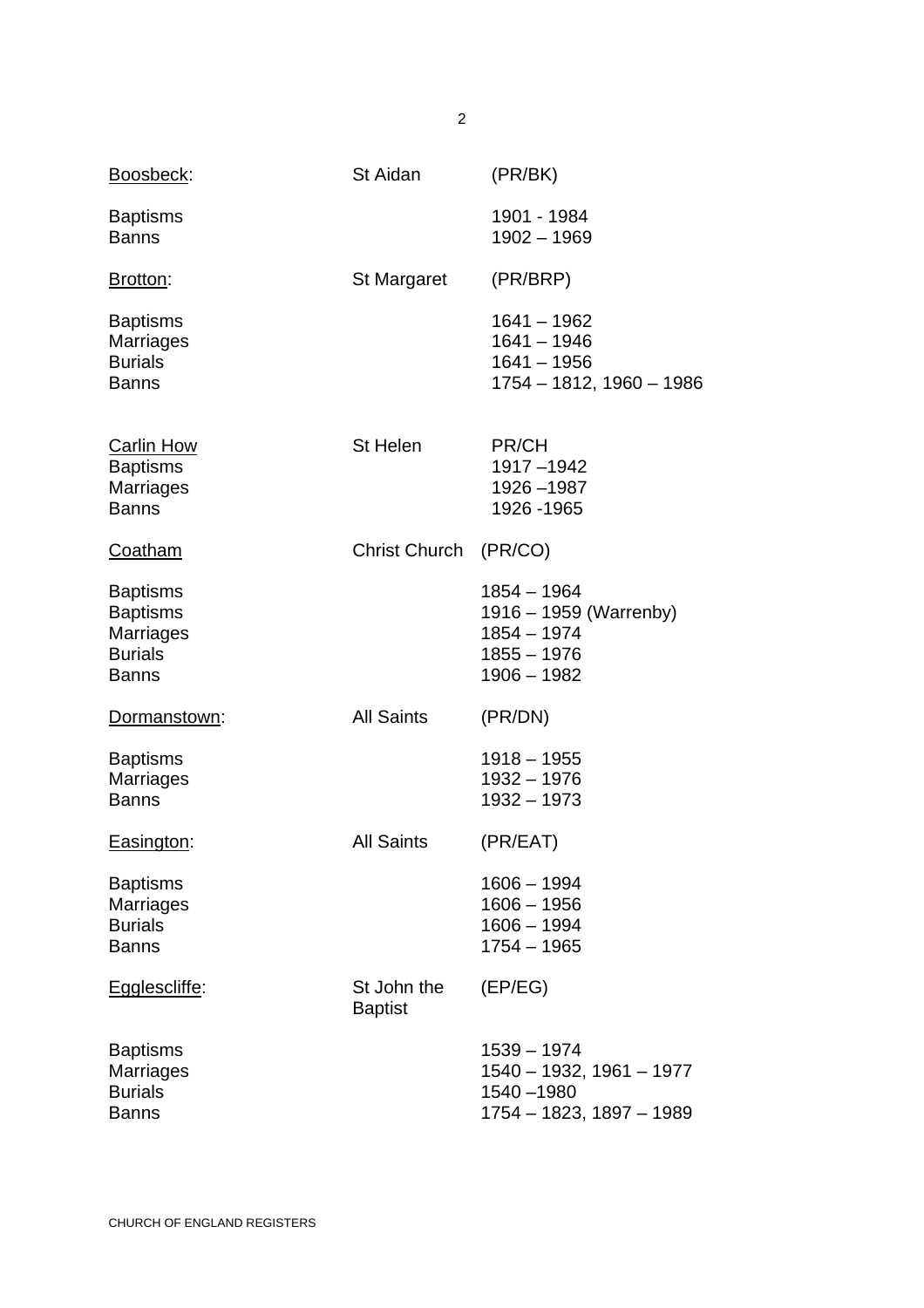| | | |
|---|---|---|
| Boosbeck: | St Aidan | (PR/BK) |
| Baptisms | | 1901 - 1984 |
| Banns | | 1902 – 1969 |
| Brotton: | St Margaret | (PR/BRP) |
| Baptisms | | 1641 – 1962 |
| Marriages | | 1641 – 1946 |
| Burials | | 1641 – 1956 |
| Banns | | 1754 – 1812, 1960 – 1986 |
| Carlin How | St Helen | PR/CH |
| Baptisms | | 1917 –1942 |
| Marriages | | 1926 –1987 |
| Banns | | 1926 -1965 |
| Coatham | Christ Church | (PR/CO) |
| Baptisms | | 1854 – 1964 |
| Baptisms | | 1916 – 1959 (Warrenby) |
| Marriages | | 1854 – 1974 |
| Burials | | 1855 – 1976 |
| Banns | | 1906 – 1982 |
| Dormanstown: | All Saints | (PR/DN) |
| Baptisms | | 1918 – 1955 |
| Marriages | | 1932 – 1976 |
| Banns | | 1932 – 1973 |
| Easington: | All Saints | (PR/EAT) |
| Baptisms | | 1606 – 1994 |
| Marriages | | 1606 – 1956 |
| Burials | | 1606 – 1994 |
| Banns | | 1754 – 1965 |
| Egglescliffe: | St John the Baptist | (EP/EG) |
| Baptisms | | 1539 – 1974 |
| Marriages | | 1540 – 1932, 1961 – 1977 |
| Burials | | 1540 –1980 |
| Banns | | 1754 – 1823, 1897 – 1989 |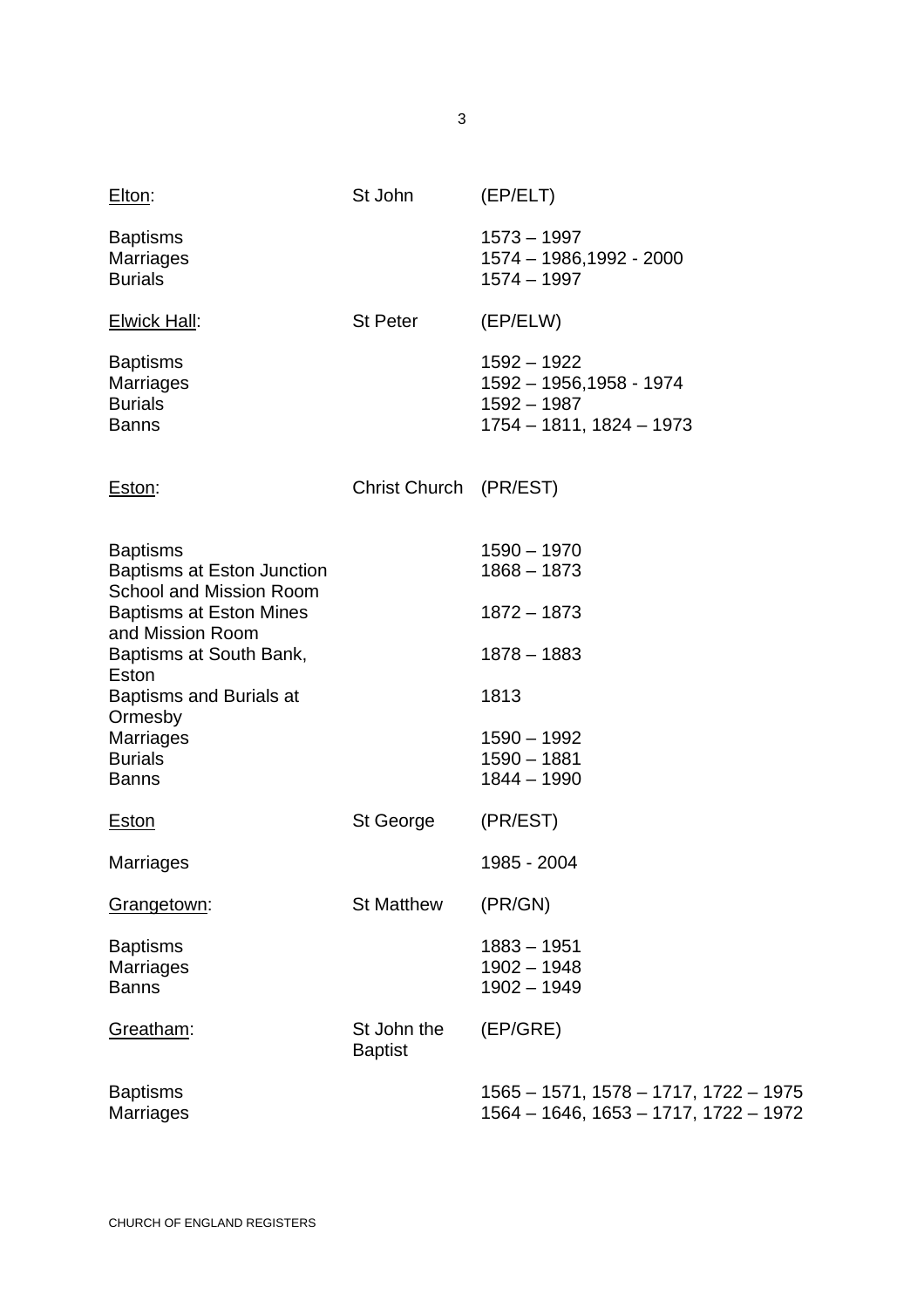<u>Elton</u>: St John (EP/ELT)

| | | |
|---|---|---|
| Baptisms | | 1573 – 1997 |
| Marriages | | 1574 – 1986,1992 - 2000 |
| Burials | | 1574 – 1997 |

<u>Elwick Hall</u>: St Peter (EP/ELW)

| | | |
|---|---|---|
| Baptisms | | 1592 – 1922 |
| Marriages | | 1592 – 1956,1958 - 1974 |
| Burials | | 1592 – 1987 |
| Banns | | 1754 – 1811, 1824 – 1973 |

<u>Eston</u>: Christ Church (PR/EST)

| | | |
|---|---|---|
| Baptisms | | 1590 – 1970 |
| Baptisms at Eston Junction School and Mission Room | | 1868 – 1873 |
| Baptisms at Eston Mines and Mission Room | | 1872 – 1873 |
| Baptisms at South Bank, Eston | | 1878 – 1883 |
| Baptisms and Burials at Ormesby | | 1813 |
| Marriages | | 1590 – 1992 |
| Burials | | 1590 – 1881 |
| Banns | | 1844 – 1990 |

<u>Eston</u> St George (PR/EST)

| | | |
|---|---|---|
| Marriages | | 1985 - 2004 |

<u>Grangetown</u>: St Matthew (PR/GN)

| | | |
|---|---|---|
| Baptisms | | 1883 – 1951 |
| Marriages | | 1902 – 1948 |
| Banns | | 1902 – 1949 |

<u>Greatham</u>: St John the Baptist (EP/GRE)

| | | |
|---|---|---|
| Baptisms | | 1565 – 1571, 1578 – 1717, 1722 – 1975 |
| Marriages | | 1564 – 1646, 1653 – 1717, 1722 – 1972 |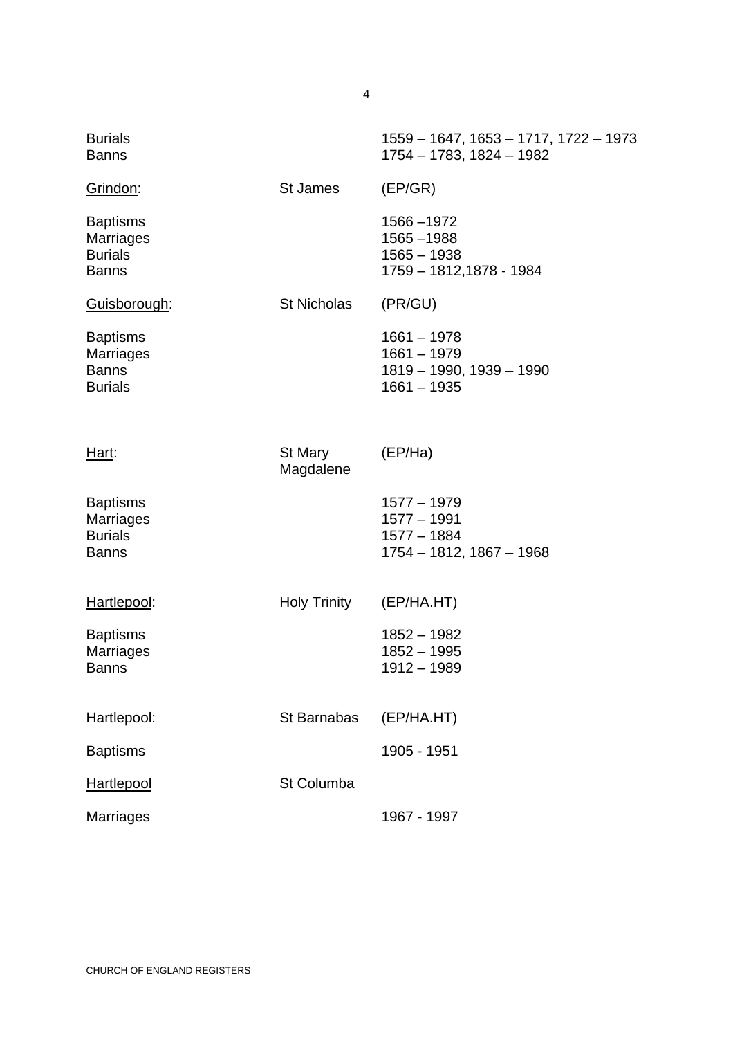| | | |
|---|---|---|
| Burials | | 1559 – 1647, 1653 – 1717, 1722 – 1973 |
| Banns | | 1754 – 1783, 1824 – 1982 |
| Grindon: | St James | (EP/GR) |
| Baptisms | | 1566 –1972 |
| Marriages | | 1565 –1988 |
| Burials | | 1565 – 1938 |
| Banns | | 1759 – 1812,1878 - 1984 |
| Guisborough: | St Nicholas | (PR/GU) |
| Baptisms | | 1661 – 1978 |
| Marriages | | 1661 – 1979 |
| Banns | | 1819 – 1990, 1939 – 1990 |
| Burials | | 1661 – 1935 |
| Hart: | St Mary Magdalene | (EP/Ha) |
| Baptisms | | 1577 – 1979 |
| Marriages | | 1577 – 1991 |
| Burials | | 1577 – 1884 |
| Banns | | 1754 – 1812, 1867 – 1968 |
| Hartlepool: | Holy Trinity | (EP/HA.HT) |
| Baptisms | | 1852 – 1982 |
| Marriages | | 1852 – 1995 |
| Banns | | 1912 – 1989 |
| Hartlepool: | St Barnabas | (EP/HA.HT) |
| Baptisms | | 1905 - 1951 |
| Hartlepool | St Columba | |
| Marriages | | 1967 - 1997 |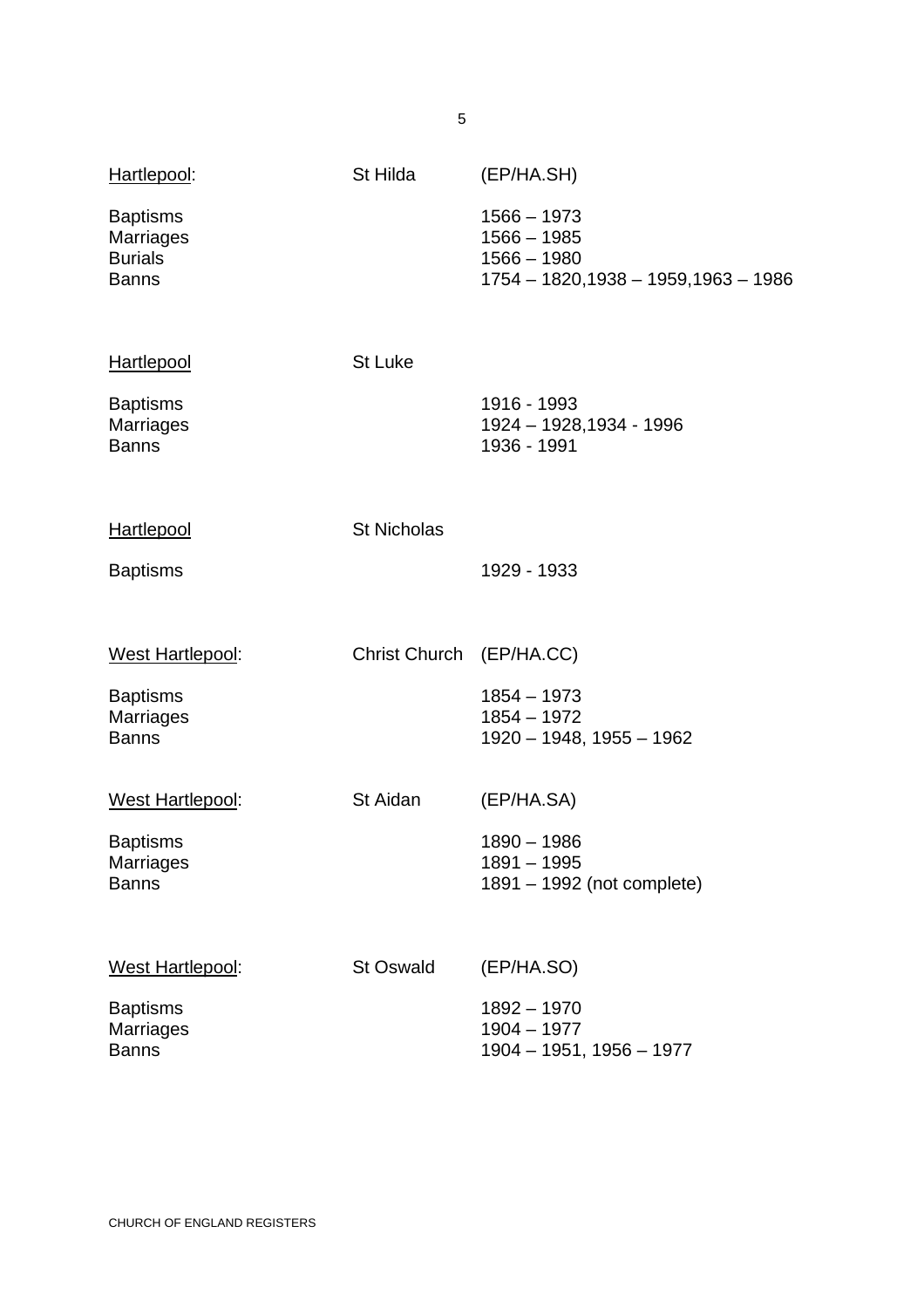| Hartlepool: | St Hilda | (EP/HA.SH) |
|---|---|---|
| Baptisms | | 1566 – 1973 |
| Marriages | | 1566 – 1985 |
| Burials | | 1566 – 1980 |
| Banns | | 1754 – 1820,1938 – 1959,1963 – 1986 |

| Hartlepool | St Luke | |
|---|---|---|
| Baptisms | | 1916 - 1993 |
| Marriages | | 1924 – 1928,1934 - 1996 |
| Banns | | 1936 - 1991 |

| Hartlepool | St Nicholas | |
|---|---|---|
| Baptisms | | 1929 - 1933 |

| West Hartlepool: | Christ Church | (EP/HA.CC) |
|---|---|---|
| Baptisms | | 1854 – 1973 |
| Marriages | | 1854 – 1972 |
| Banns | | 1920 – 1948, 1955 – 1962 |

| West Hartlepool: | St Aidan | (EP/HA.SA) |
|---|---|---|
| Baptisms | | 1890 – 1986 |
| Marriages | | 1891 – 1995 |
| Banns | | 1891 – 1992 (not complete) |

| West Hartlepool: | St Oswald | (EP/HA.SO) |
|---|---|---|
| Baptisms | | 1892 – 1970 |
| Marriages | | 1904 – 1977 |
| Banns | | 1904 – 1951, 1956 – 1977 |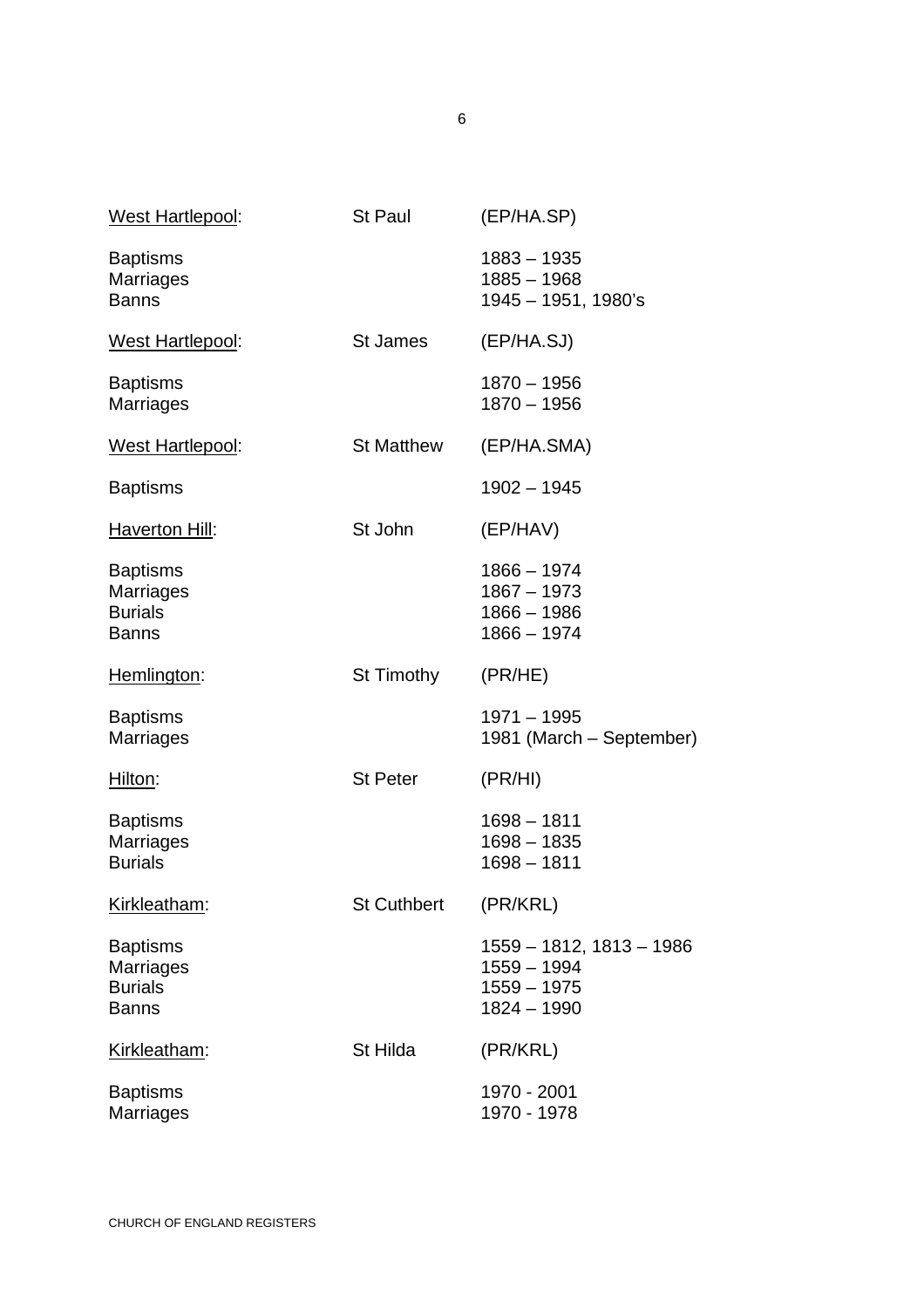| <u>West Hartlepool</u>: | St Paul | (EP/HA.SP) |
|---|---|---|
| Baptisms | | 1883 – 1935 |
| Marriages | | 1885 – 1968 |
| Banns | | 1945 – 1951, 1980's |
| <u>West Hartlepool</u>: | St James | (EP/HA.SJ) |
| Baptisms | | 1870 – 1956 |
| Marriages | | 1870 – 1956 |
| <u>West Hartlepool</u>: | St Matthew | (EP/HA.SMA) |
| Baptisms | | 1902 – 1945 |
| <u>Haverton Hill</u>: | St John | (EP/HAV) |
| Baptisms | | 1866 – 1974 |
| Marriages | | 1867 – 1973 |
| Burials | | 1866 – 1986 |
| Banns | | 1866 – 1974 |
| <u>Hemlington</u>: | St Timothy | (PR/HE) |
| Baptisms | | 1971 – 1995 |
| Marriages | | 1981 (March – September) |
| <u>Hilton</u>: | St Peter | (PR/HI) |
| Baptisms | | 1698 – 1811 |
| Marriages | | 1698 – 1835 |
| Burials | | 1698 – 1811 |
| <u>Kirkleatham</u>: | St Cuthbert | (PR/KRL) |
| Baptisms | | 1559 – 1812, 1813 – 1986 |
| Marriages | | 1559 – 1994 |
| Burials | | 1559 – 1975 |
| Banns | | 1824 – 1990 |
| <u>Kirkleatham</u>: | St Hilda | (PR/KRL) |
| Baptisms | | 1970 - 2001 |
| Marriages | | 1970 - 1978 |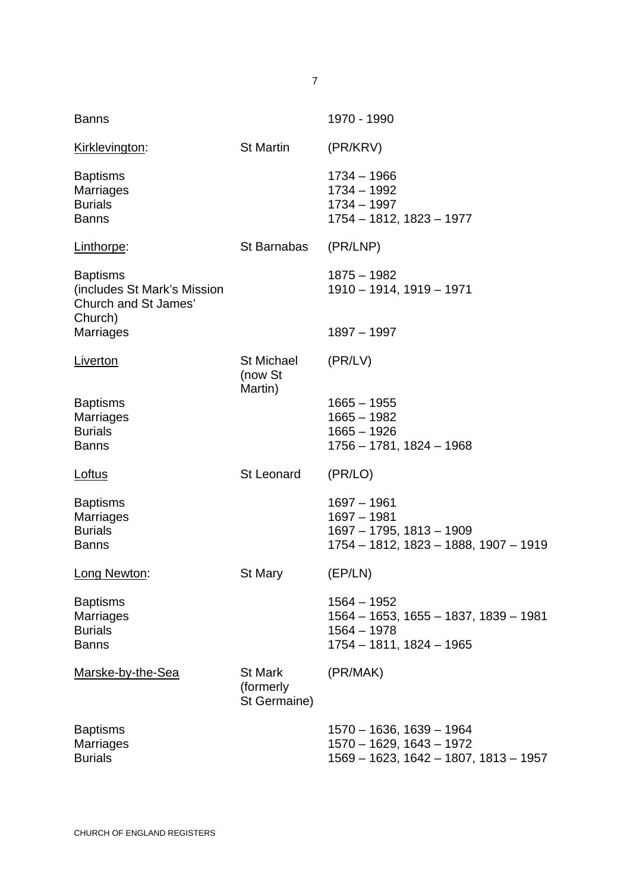| | | |
|---|---|---|
| Banns | | 1970 - 1990 |
| <u>Kirklevington</u>: | St Martin | (PR/KRV) |
| Baptisms | | 1734 – 1966 |
| Marriages | | 1734 – 1992 |
| Burials | | 1734 – 1997 |
| Banns | | 1754 – 1812, 1823 – 1977 |
| <u>Linthorpe</u>: | St Barnabas | (PR/LNP) |
| Baptisms | | 1875 – 1982 |
| (includes St Mark's Mission Church and St James' Church) | | 1910 – 1914, 1919 – 1971 |
| Marriages | | 1897 – 1997 |
| <u>Liverton</u> | St Michael (now St Martin) | (PR/LV) |
| Baptisms | | 1665 – 1955 |
| Marriages | | 1665 – 1982 |
| Burials | | 1665 – 1926 |
| Banns | | 1756 – 1781, 1824 – 1968 |
| <u>Loftus</u> | St Leonard | (PR/LO) |
| Baptisms | | 1697 – 1961 |
| Marriages | | 1697 – 1981 |
| Burials | | 1697 – 1795, 1813 – 1909 |
| Banns | | 1754 – 1812, 1823 – 1888, 1907 – 1919 |
| <u>Long Newton</u>: | St Mary | (EP/LN) |
| Baptisms | | 1564 – 1952 |
| Marriages | | 1564 – 1653, 1655 – 1837, 1839 – 1981 |
| Burials | | 1564 – 1978 |
| Banns | | 1754 – 1811, 1824 – 1965 |
| <u>Marske-by-the-Sea</u> | St Mark (formerly St Germaine) | (PR/MAK) |
| Baptisms | | 1570 – 1636, 1639 – 1964 |
| Marriages | | 1570 – 1629, 1643 – 1972 |
| Burials | | 1569 – 1623, 1642 – 1807, 1813 – 1957 |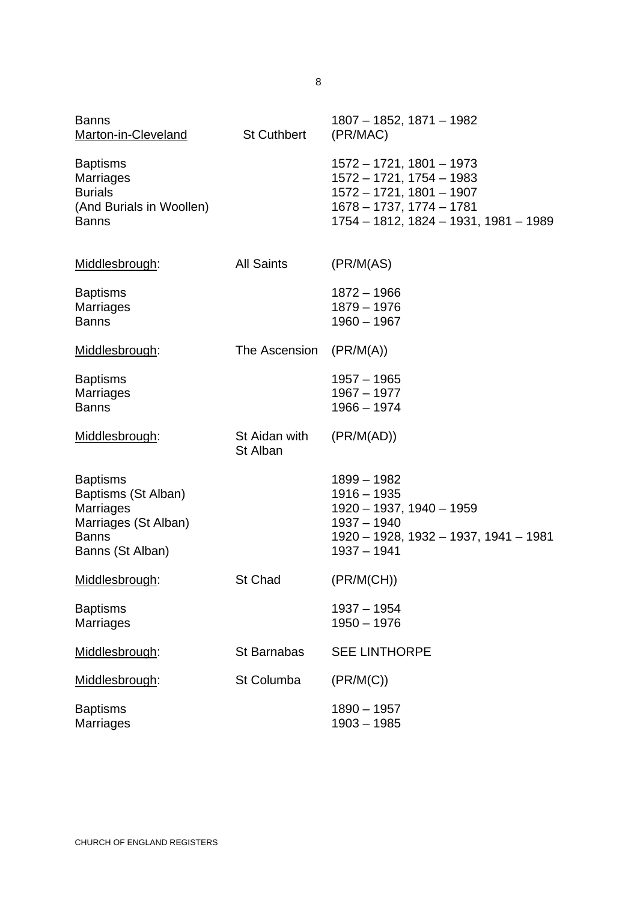Banns 1807 – 1852, 1871 – 1982

<u>Marton-in-Cleveland</u> St Cuthbert (PR/MAC)

| | |
|---|---|
| Baptisms | 1572 – 1721, 1801 – 1973 |
| Marriages | 1572 – 1721, 1754 – 1983 |
| Burials | 1572 – 1721, 1801 – 1907 |
| (And Burials in Woollen) | 1678 – 1737, 1774 – 1781 |
| Banns | 1754 – 1812, 1824 – 1931, 1981 – 1989 |

<u>Middlesbrough</u>: All Saints (PR/M(AS)

| | |
|---|---|
| Baptisms | 1872 – 1966 |
| Marriages | 1879 – 1976 |
| Banns | 1960 – 1967 |

<u>Middlesbrough</u>: The Ascension (PR/M(A))

| | |
|---|---|
| Baptisms | 1957 – 1965 |
| Marriages | 1967 – 1977 |
| Banns | 1966 – 1974 |

<u>Middlesbrough</u>: St Aidan with St Alban (PR/M(AD))

| | |
|---|---|
| Baptisms | 1899 – 1982 |
| Baptisms (St Alban) | 1916 – 1935 |
| Marriages | 1920 – 1937, 1940 – 1959 |
| Marriages (St Alban) | 1937 – 1940 |
| Banns | 1920 – 1928, 1932 – 1937, 1941 – 1981 |
| Banns (St Alban) | 1937 – 1941 |

<u>Middlesbrough</u>: St Chad (PR/M(CH))

| | |
|---|---|
| Baptisms | 1937 – 1954 |
| Marriages | 1950 – 1976 |

<u>Middlesbrough</u>: St Barnabas SEE LINTHORPE

<u>Middlesbrough</u>: St Columba (PR/M(C))

| | |
|---|---|
| Baptisms | 1890 – 1957 |
| Marriages | 1903 – 1985 |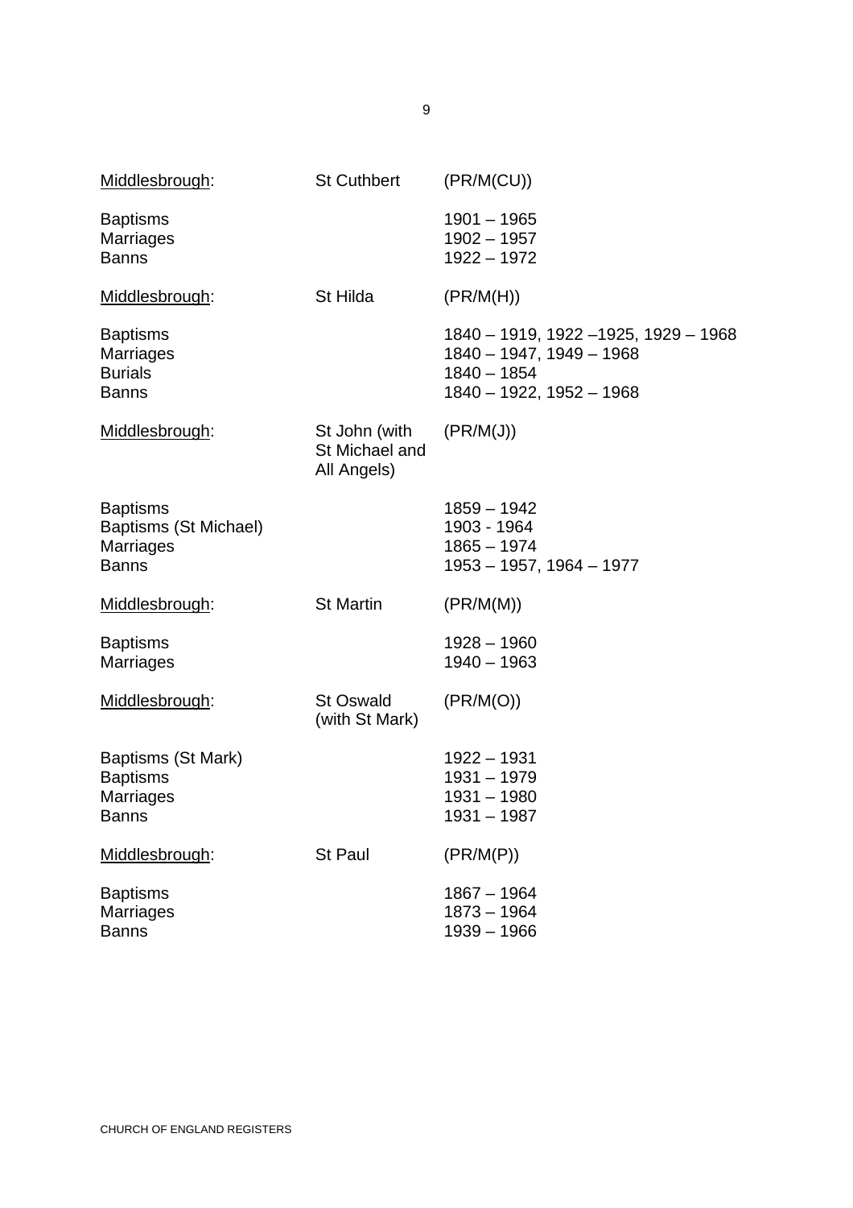<u>Middlesbrough</u>: St Cuthbert (PR/M(CU))

Baptisms 1901 – 1965
Marriages 1902 – 1957
Banns 1922 – 1972

<u>Middlesbrough</u>: St Hilda (PR/M(H))

Baptisms 1840 – 1919, 1922 –1925, 1929 – 1968
Marriages 1840 – 1947, 1949 – 1968
Burials 1840 – 1854
Banns 1840 – 1922, 1952 – 1968

<u>Middlesbrough</u>: St John (with St Michael and All Angels) (PR/M(J))

Baptisms 1859 – 1942
Baptisms (St Michael) 1903 - 1964
Marriages 1865 – 1974
Banns 1953 – 1957, 1964 – 1977

<u>Middlesbrough</u>: St Martin (PR/M(M))

Baptisms 1928 – 1960
Marriages 1940 – 1963

<u>Middlesbrough</u>: St Oswald (with St Mark) (PR/M(O))

Baptisms (St Mark) 1922 – 1931
Baptisms 1931 – 1979
Marriages 1931 – 1980
Banns 1931 – 1987

<u>Middlesbrough</u>: St Paul (PR/M(P))

Baptisms 1867 – 1964
Marriages 1873 – 1964
Banns 1939 – 1966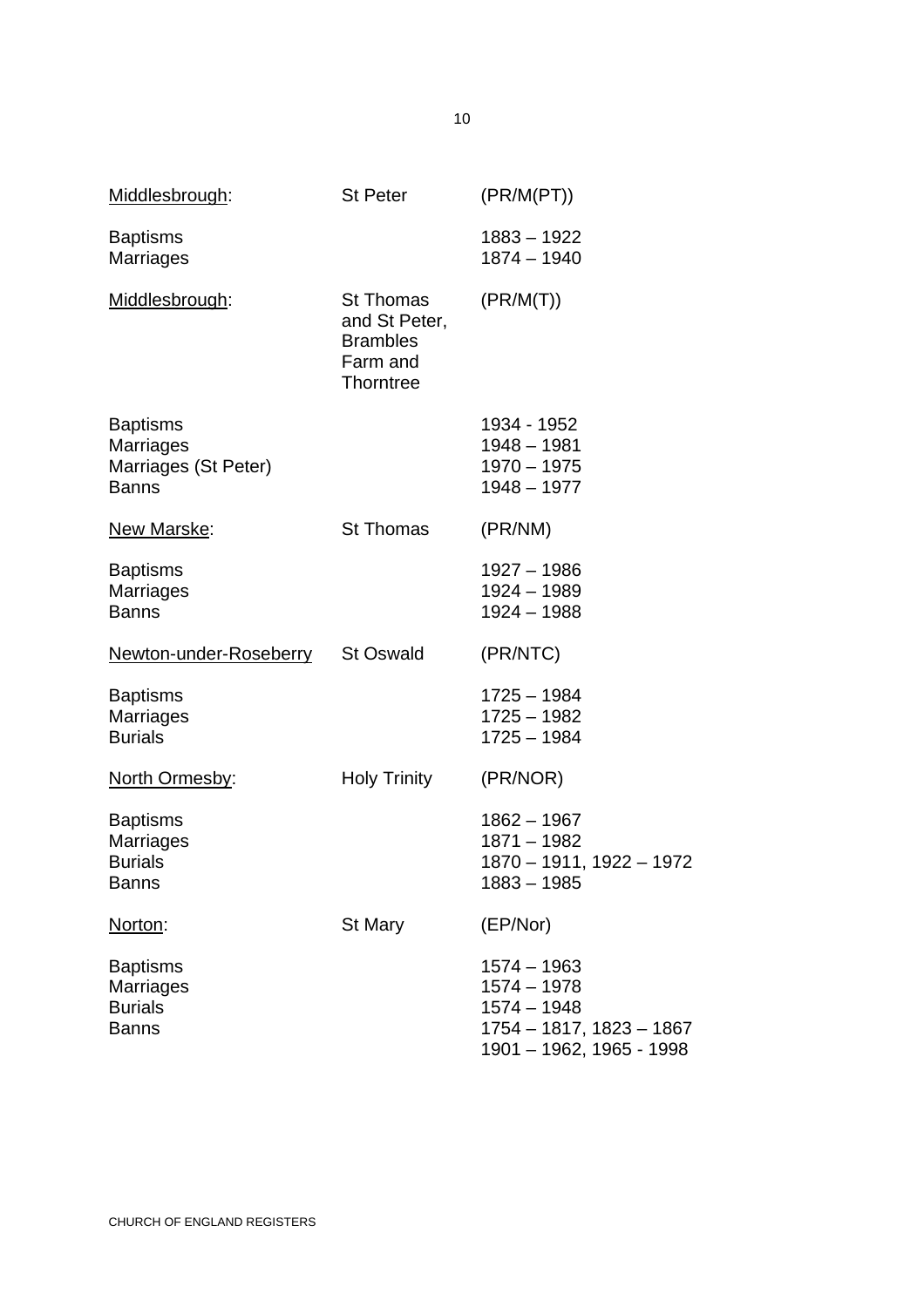<u>Middlesbrough</u>: St Peter (PR/M(PT))

| | |
|---|---|
| Baptisms | 1883 – 1922 |
| Marriages | 1874 – 1940 |

<u>Middlesbrough</u>: St Thomas and St Peter, Brambles Farm and Thorntree (PR/M(T))

| | |
|---|---|
| Baptisms | 1934 - 1952 |
| Marriages | 1948 – 1981 |
| Marriages (St Peter) | 1970 – 1975 |
| Banns | 1948 – 1977 |

<u>New Marske</u>: St Thomas (PR/NM)

| | |
|---|---|
| Baptisms | 1927 – 1986 |
| Marriages | 1924 – 1989 |
| Banns | 1924 – 1988 |

<u>Newton-under-Roseberry</u> St Oswald (PR/NTC)

| | |
|---|---|
| Baptisms | 1725 – 1984 |
| Marriages | 1725 – 1982 |
| Burials | 1725 – 1984 |

<u>North Ormesby</u>: Holy Trinity (PR/NOR)

| | |
|---|---|
| Baptisms | 1862 – 1967 |
| Marriages | 1871 – 1982 |
| Burials | 1870 – 1911, 1922 – 1972 |
| Banns | 1883 – 1985 |

<u>Norton</u>: St Mary (EP/Nor)

| | |
|---|---|
| Baptisms | 1574 – 1963 |
| Marriages | 1574 – 1978 |
| Burials | 1574 – 1948 |
| Banns | 1754 – 1817, 1823 – 1867<br>1901 – 1962, 1965 - 1998 |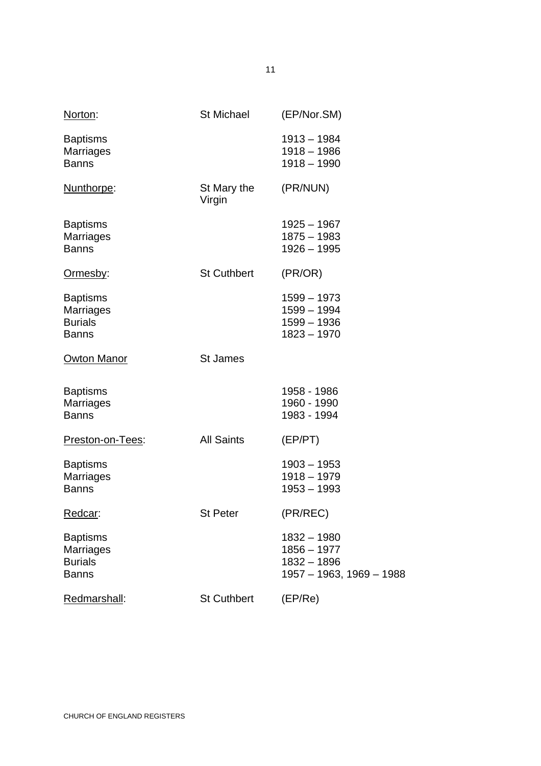| | | |
|---|---|---|
| <u>Norton</u>: | St Michael | (EP/Nor.SM) |
| Baptisms | | 1913 – 1984 |
| Marriages | | 1918 – 1986 |
| Banns | | 1918 – 1990 |
| <u>Nunthorpe</u>: | St Mary the Virgin | (PR/NUN) |
| Baptisms | | 1925 – 1967 |
| Marriages | | 1875 – 1983 |
| Banns | | 1926 – 1995 |
| <u>Ormesby</u>: | St Cuthbert | (PR/OR) |
| Baptisms | | 1599 – 1973 |
| Marriages | | 1599 – 1994 |
| Burials | | 1599 – 1936 |
| Banns | | 1823 – 1970 |
| <u>Owton Manor</u> | St James | |
| Baptisms | | 1958 - 1986 |
| Marriages | | 1960 - 1990 |
| Banns | | 1983 - 1994 |
| <u>Preston-on-Tees</u>: | All Saints | (EP/PT) |
| Baptisms | | 1903 – 1953 |
| Marriages | | 1918 – 1979 |
| Banns | | 1953 – 1993 |
| <u>Redcar</u>: | St Peter | (PR/REC) |
| Baptisms | | 1832 – 1980 |
| Marriages | | 1856 – 1977 |
| Burials | | 1832 – 1896 |
| Banns | | 1957 – 1963, 1969 – 1988 |
| <u>Redmarshall</u>: | St Cuthbert | (EP/Re) |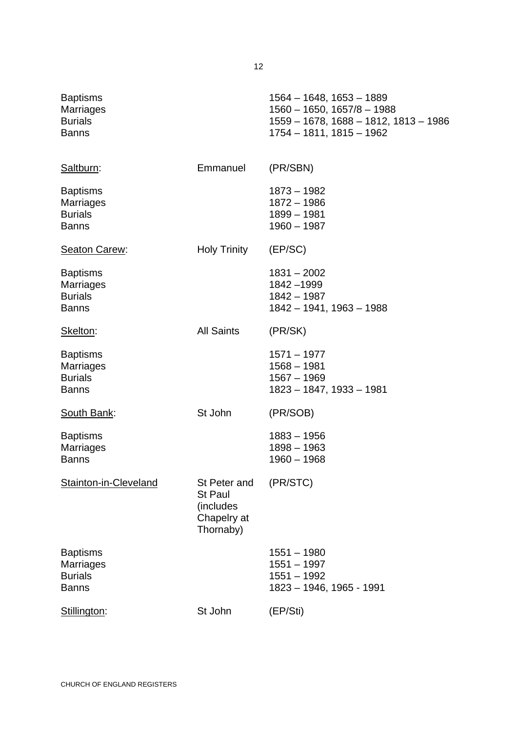| | | |
|---|---|---|
| Baptisms | | 1564 – 1648, 1653 – 1889 |
| Marriages | | 1560 – 1650, 1657/8 – 1988 |
| Burials | | 1559 – 1678, 1688 – 1812, 1813 – 1986 |
| Banns | | 1754 – 1811, 1815 – 1962 |
| <u>Saltburn</u>: | Emmanuel | (PR/SBN) |
| Baptisms | | 1873 – 1982 |
| Marriages | | 1872 – 1986 |
| Burials | | 1899 – 1981 |
| Banns | | 1960 – 1987 |
| <u>Seaton Carew</u>: | Holy Trinity | (EP/SC) |
| Baptisms | | 1831 – 2002 |
| Marriages | | 1842 –1999 |
| Burials | | 1842 – 1987 |
| Banns | | 1842 – 1941, 1963 – 1988 |
| <u>Skelton</u>: | All Saints | (PR/SK) |
| Baptisms | | 1571 – 1977 |
| Marriages | | 1568 – 1981 |
| Burials | | 1567 – 1969 |
| Banns | | 1823 – 1847, 1933 – 1981 |
| <u>South Bank</u>: | St John | (PR/SOB) |
| Baptisms | | 1883 – 1956 |
| Marriages | | 1898 – 1963 |
| Banns | | 1960 – 1968 |
| <u>Stainton-in-Cleveland</u> | St Peter and St Paul (includes Chapelry at Thornaby) | (PR/STC) |
| Baptisms | | 1551 – 1980 |
| Marriages | | 1551 – 1997 |
| Burials | | 1551 – 1992 |
| Banns | | 1823 – 1946, 1965 - 1991 |
| <u>Stillington</u>: | St John | (EP/Sti) |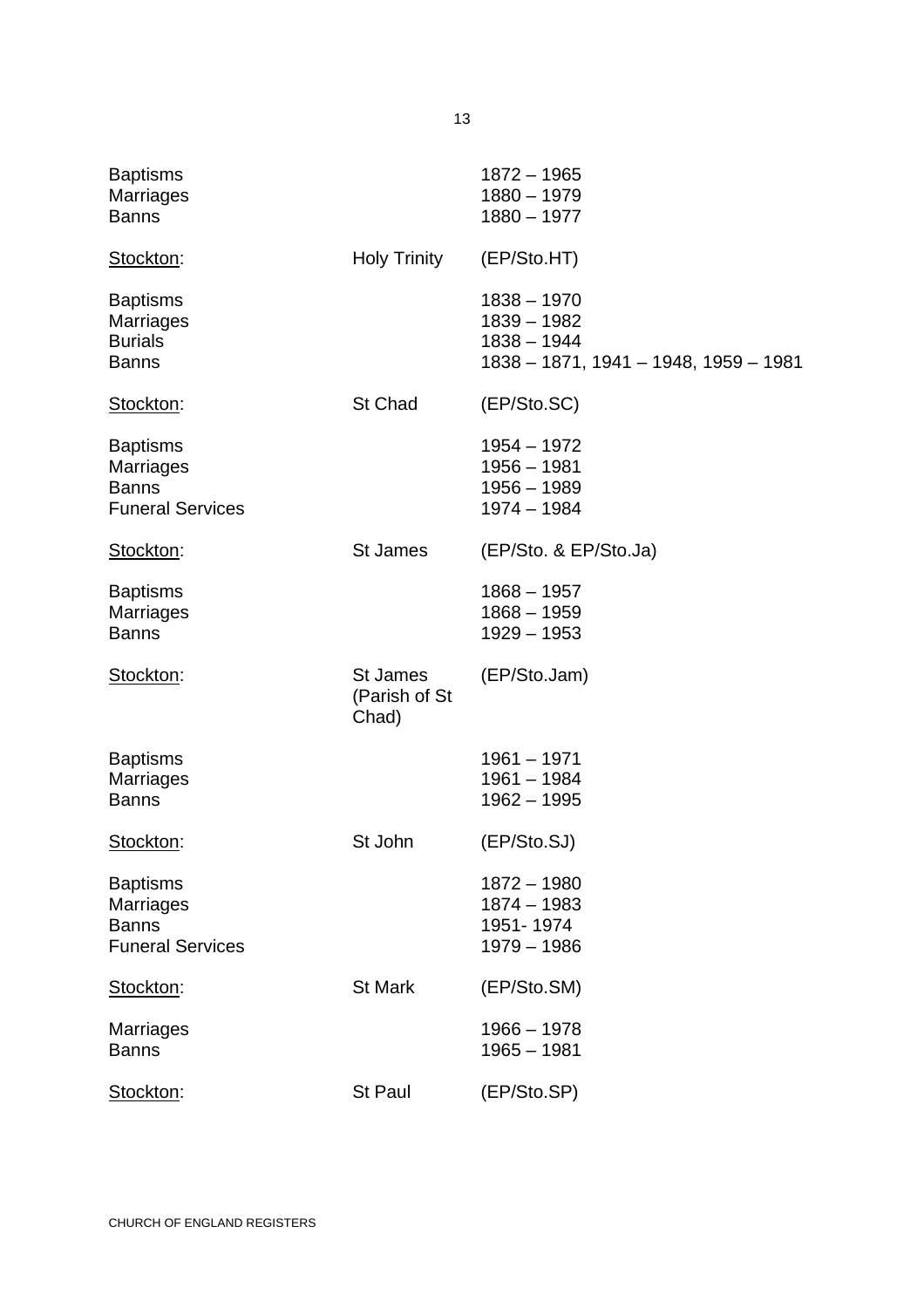| | | |
|---|---|---|
| Baptisms | | 1872 – 1965 |
| Marriages | | 1880 – 1979 |
| Banns | | 1880 – 1977 |
| <u>Stockton</u>: | Holy Trinity | (EP/Sto.HT) |
| Baptisms | | 1838 – 1970 |
| Marriages | | 1839 – 1982 |
| Burials | | 1838 – 1944 |
| Banns | | 1838 – 1871, 1941 – 1948, 1959 – 1981 |
| <u>Stockton</u>: | St Chad | (EP/Sto.SC) |
| Baptisms | | 1954 – 1972 |
| Marriages | | 1956 – 1981 |
| Banns | | 1956 – 1989 |
| Funeral Services | | 1974 – 1984 |
| <u>Stockton</u>: | St James | (EP/Sto. & EP/Sto.Ja) |
| Baptisms | | 1868 – 1957 |
| Marriages | | 1868 – 1959 |
| Banns | | 1929 – 1953 |
| <u>Stockton</u>: | St James (Parish of St Chad) | (EP/Sto.Jam) |
| Baptisms | | 1961 – 1971 |
| Marriages | | 1961 – 1984 |
| Banns | | 1962 – 1995 |
| <u>Stockton</u>: | St John | (EP/Sto.SJ) |
| Baptisms | | 1872 – 1980 |
| Marriages | | 1874 – 1983 |
| Banns | | 1951- 1974 |
| Funeral Services | | 1979 – 1986 |
| <u>Stockton</u>: | St Mark | (EP/Sto.SM) |
| Marriages | | 1966 – 1978 |
| Banns | | 1965 – 1981 |
| <u>Stockton</u>: | St Paul | (EP/Sto.SP) |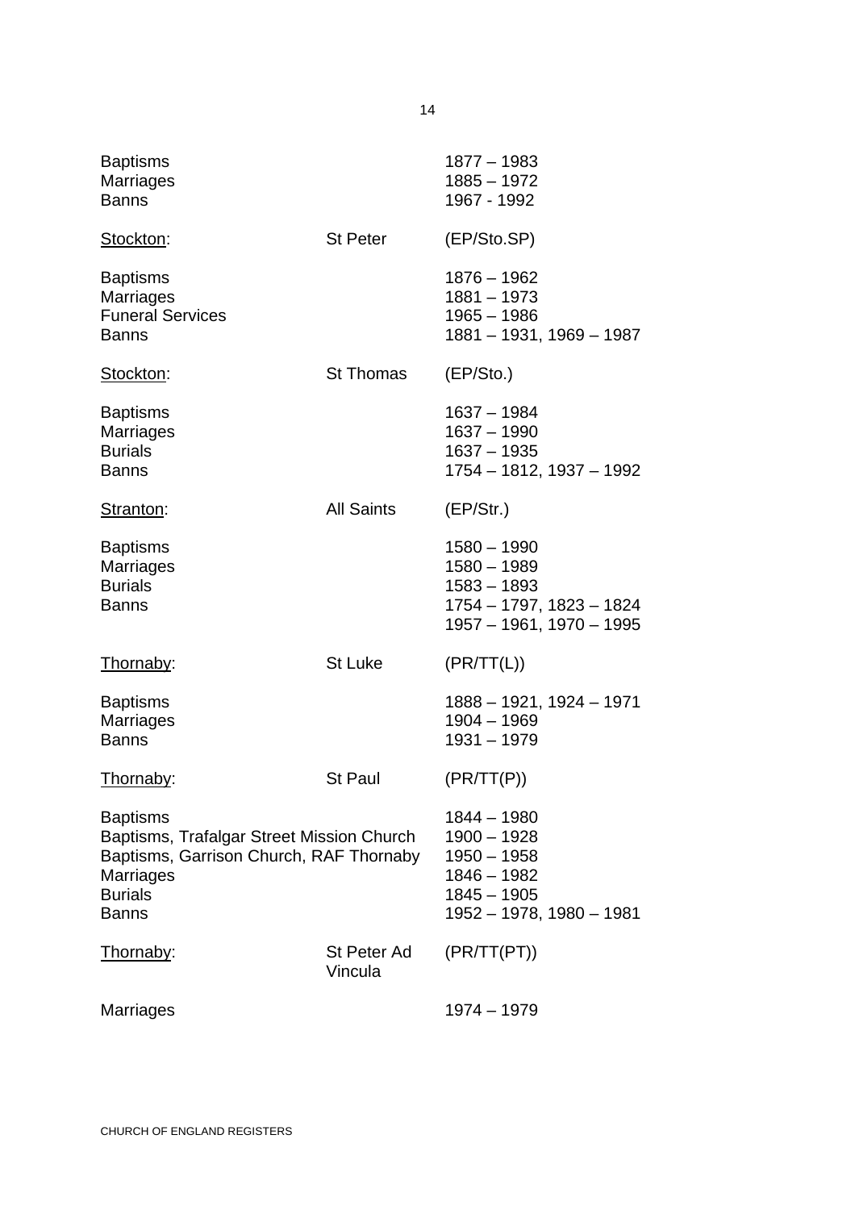| | | |
|---|---|---|
| Baptisms | | 1877 – 1983 |
| Marriages | | 1885 – 1972 |
| Banns | | 1967 - 1992 |

| | | |
|---|---|---|
| <u>Stockton</u>: | St Peter | (EP/Sto.SP) |
| Baptisms | | 1876 – 1962 |
| Marriages | | 1881 – 1973 |
| Funeral Services | | 1965 – 1986 |
| Banns | | 1881 – 1931, 1969 – 1987 |

| | | |
|---|---|---|
| <u>Stockton</u>: | St Thomas | (EP/Sto.) |
| Baptisms | | 1637 – 1984 |
| Marriages | | 1637 – 1990 |
| Burials | | 1637 – 1935 |
| Banns | | 1754 – 1812, 1937 – 1992 |

| | | |
|---|---|---|
| <u>Stranton</u>: | All Saints | (EP/Str.) |
| Baptisms | | 1580 – 1990 |
| Marriages | | 1580 – 1989 |
| Burials | | 1583 – 1893 |
| Banns | | 1754 – 1797, 1823 – 1824<br>1957 – 1961, 1970 – 1995 |

| | | |
|---|---|---|
| <u>Thornaby</u>: | St Luke | (PR/TT(L)) |
| Baptisms | | 1888 – 1921, 1924 – 1971 |
| Marriages | | 1904 – 1969 |
| Banns | | 1931 – 1979 |

| | | |
|---|---|---|
| <u>Thornaby</u>: | St Paul | (PR/TT(P)) |
| Baptisms | | 1844 – 1980 |
| Baptisms, Trafalgar Street Mission Church | | 1900 – 1928 |
| Baptisms, Garrison Church, RAF Thornaby | | 1950 – 1958 |
| Marriages | | 1846 – 1982 |
| Burials | | 1845 – 1905 |
| Banns | | 1952 – 1978, 1980 – 1981 |

| | | |
|---|---|---|
| <u>Thornaby</u>: | St Peter Ad Vincula | (PR/TT(PT)) |
| Marriages | | 1974 – 1979 |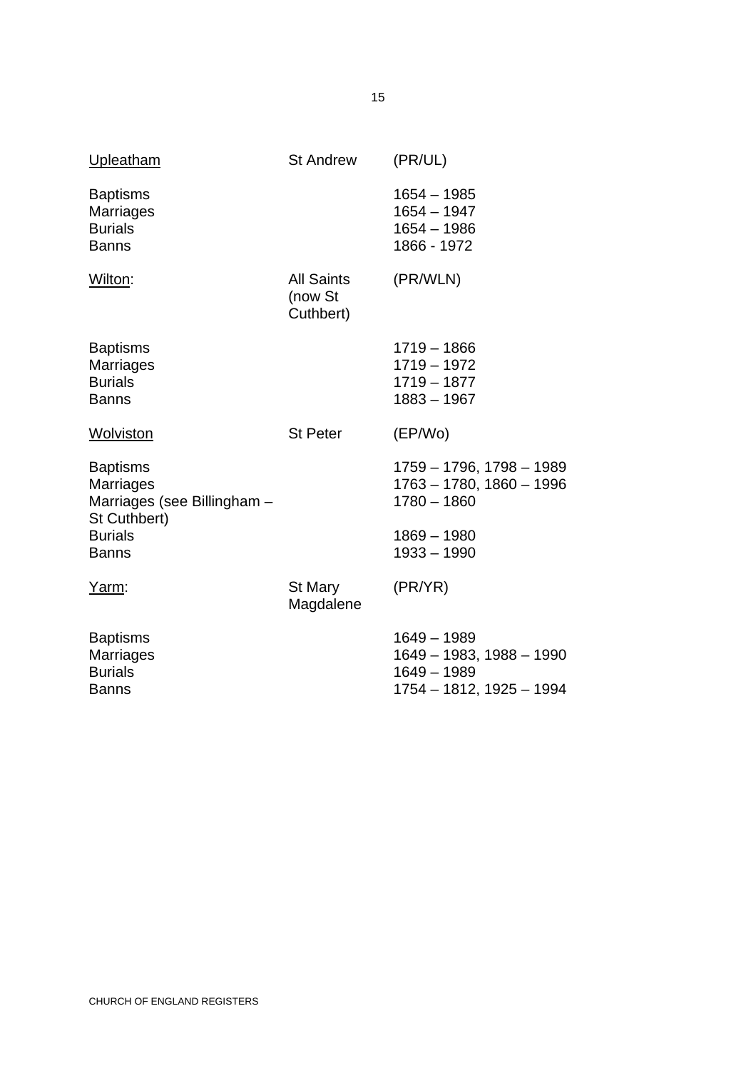| | | |
|---|---|---|
| Upleatham | St Andrew | (PR/UL) |
| Baptisms | | 1654 – 1985 |
| Marriages | | 1654 – 1947 |
| Burials | | 1654 – 1986 |
| Banns | | 1866 - 1972 |
| Wilton: | All Saints (now St Cuthbert) | (PR/WLN) |
| Baptisms | | 1719 – 1866 |
| Marriages | | 1719 – 1972 |
| Burials | | 1719 – 1877 |
| Banns | | 1883 – 1967 |
| Wolviston | St Peter | (EP/Wo) |
| Baptisms | | 1759 – 1796, 1798 – 1989 |
| Marriages | | 1763 – 1780, 1860 – 1996 |
| Marriages (see Billingham – St Cuthbert) | | 1780 – 1860 |
| Burials | | 1869 – 1980 |
| Banns | | 1933 – 1990 |
| Yarm: | St Mary Magdalene | (PR/YR) |
| Baptisms | | 1649 – 1989 |
| Marriages | | 1649 – 1983, 1988 – 1990 |
| Burials | | 1649 – 1989 |
| Banns | | 1754 – 1812, 1925 – 1994 |